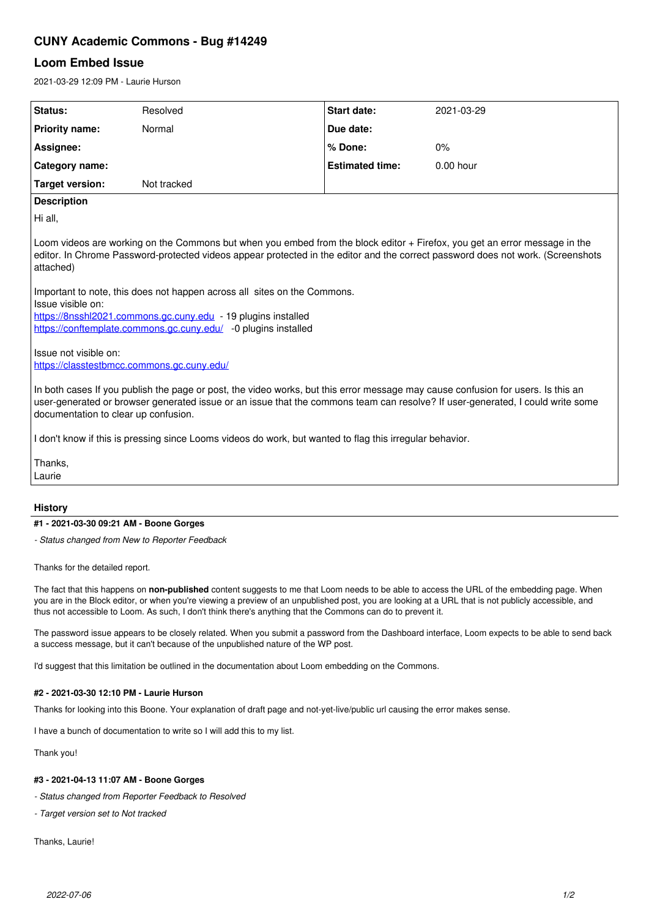# CUNY Academic Commons - Bug #14249

## Loom Embed Issue

2021-03-29 12:09 PM - Laurie Hurson

| Status: | Resolved | Start date: | 2021-03-29 |
| --- | --- | --- | --- |
| Priority name: | Normal | Due date: | |
| Assignee: | | % Done: | 0% |
| Category name: | | Estimated time: | 0.00 hour |
| Target version: | Not tracked | | |

**Description**

Hi all,

Loom videos are working on the Commons but when you embed from the block editor + Firefox, you get an error message in the editor. In Chrome Password-protected videos appear protected in the editor and the correct password does not work. (Screenshots attached)

Important to note, this does not happen across all sites on the Commons.
Issue visible on:
https://8nsshl2021.commons.gc.cuny.edu - 19 plugins installed
https://conftemplate.commons.gc.cuny.edu/ -0 plugins installed

Issue not visible on:
https://classtestbmcc.commons.gc.cuny.edu/

In both cases If you publish the page or post, the video works, but this error message may cause confusion for users. Is this an user-generated or browser generated issue or an issue that the commons team can resolve? If user-generated, I could write some documentation to clear up confusion.

I don't know if this is pressing since Looms videos do work, but wanted to flag this irregular behavior.

Thanks,
Laurie

### History

#### #1 - 2021-03-30 09:21 AM - Boone Gorges

*- Status changed from New to Reporter Feedback*

Thanks for the detailed report.

The fact that this happens on **non-published** content suggests to me that Loom needs to be able to access the URL of the embedding page. When you are in the Block editor, or when you're viewing a preview of an unpublished post, you are looking at a URL that is not publicly accessible, and thus not accessible to Loom. As such, I don't think there's anything that the Commons can do to prevent it.

The password issue appears to be closely related. When you submit a password from the Dashboard interface, Loom expects to be able to send back a success message, but it can't because of the unpublished nature of the WP post.

I'd suggest that this limitation be outlined in the documentation about Loom embedding on the Commons.

#### #2 - 2021-03-30 12:10 PM - Laurie Hurson

Thanks for looking into this Boone. Your explanation of draft page and not-yet-live/public url causing the error makes sense.

I have a bunch of documentation to write so I will add this to my list.

Thank you!

#### #3 - 2021-04-13 11:07 AM - Boone Gorges

*- Status changed from Reporter Feedback to Resolved*

*- Target version set to Not tracked*

Thanks, Laurie!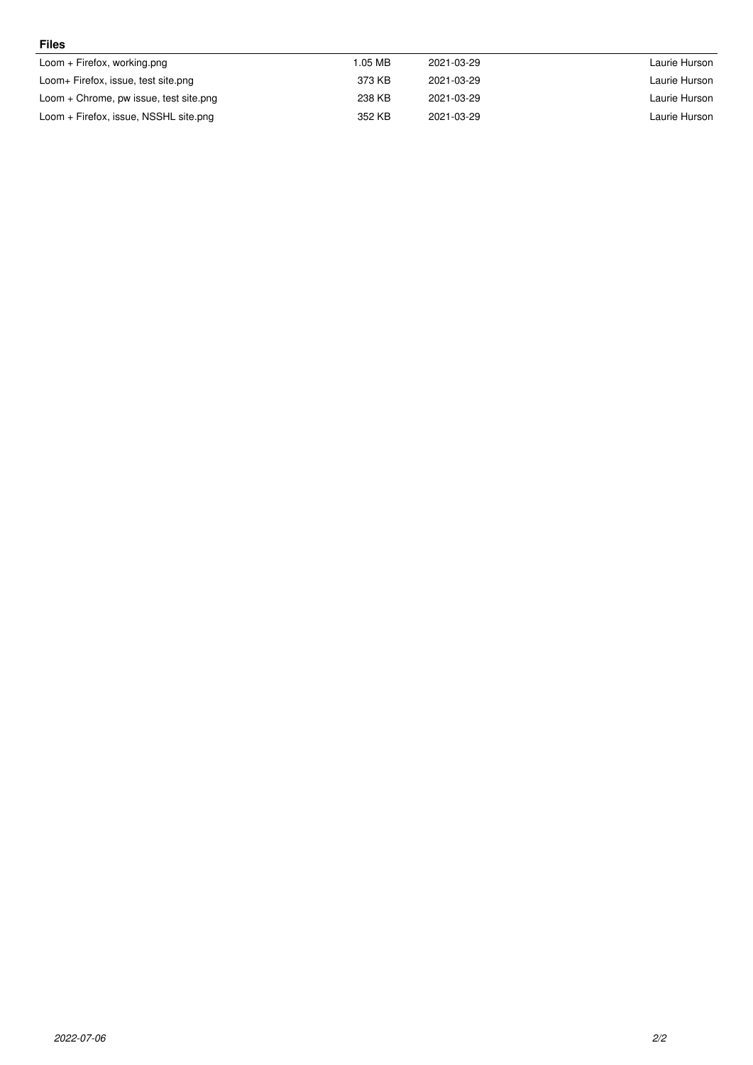**Files**

| | | | |
|---|---|---|---|
| Loom + Firefox, working.png | 1.05 MB | 2021-03-29 | Laurie Hurson |
| Loom+ Firefox, issue, test site.png | 373 KB | 2021-03-29 | Laurie Hurson |
| Loom + Chrome, pw issue, test site.png | 238 KB | 2021-03-29 | Laurie Hurson |
| Loom + Firefox, issue, NSSHL site.png | 352 KB | 2021-03-29 | Laurie Hurson |